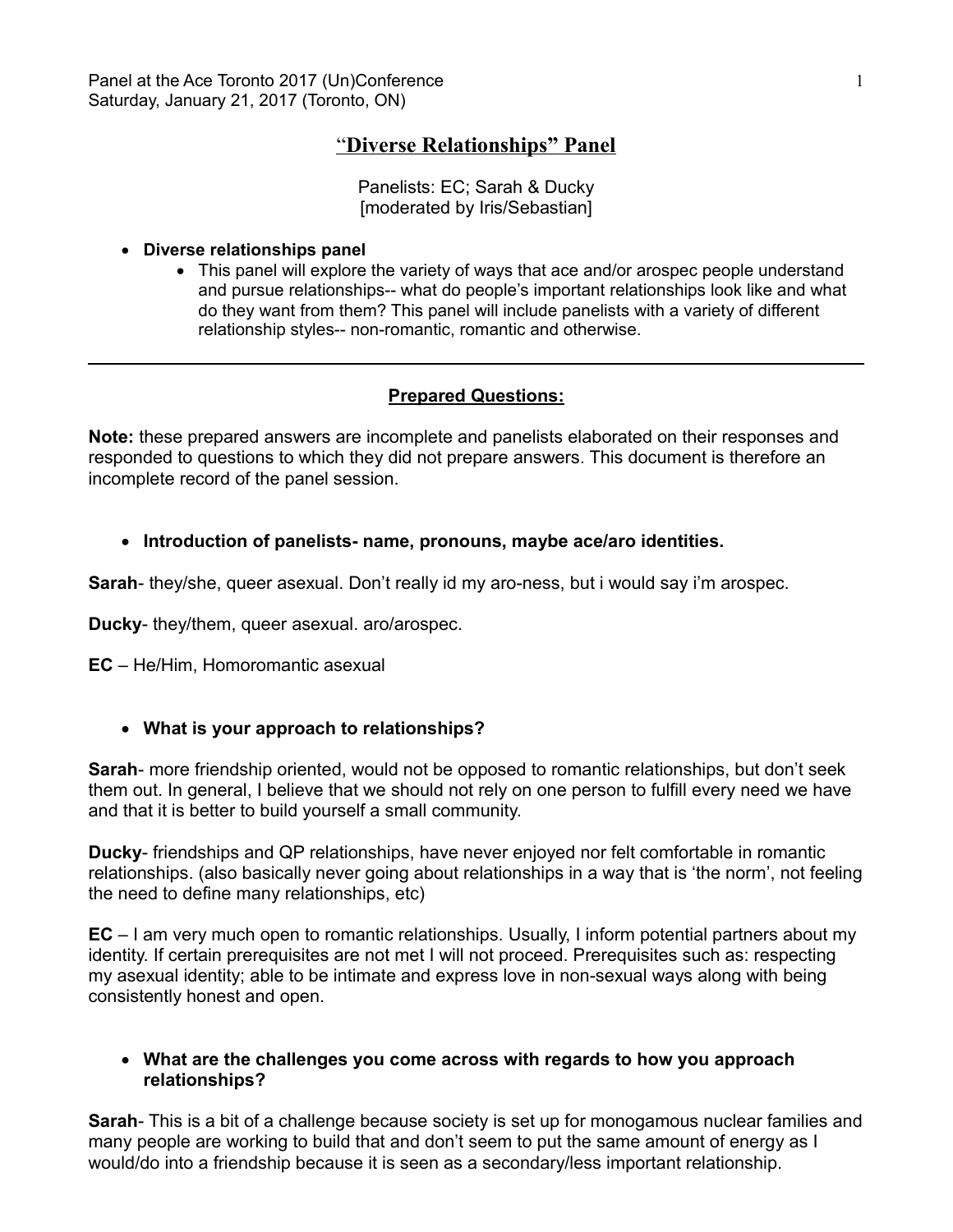Panel at the Ace Toronto 2017 (Un)Conference
Saturday, January 21, 2017 (Toronto, ON)

# "Diverse Relationships" Panel

Panelists: EC; Sarah & Ducky
[moderated by Iris/Sebastian]

- **Diverse relationships panel**
  - This panel will explore the variety of ways that ace and/or arospec people understand and pursue relationships-- what do people's important relationships look like and what do they want from them? This panel will include panelists with a variety of different relationship styles-- non-romantic, romantic and otherwise.

---

## Prepared Questions:

**Note:** these prepared answers are incomplete and panelists elaborated on their responses and responded to questions to which they did not prepare answers. This document is therefore an incomplete record of the panel session.

- **Introduction of panelists- name, pronouns, maybe ace/aro identities.**

**Sarah**- they/she, queer asexual. Don't really id my aro-ness, but i would say i'm arospec.

**Ducky**- they/them, queer asexual. aro/arospec.

**EC** – He/Him, Homoromantic asexual

- **What is your approach to relationships?**

**Sarah**- more friendship oriented, would not be opposed to romantic relationships, but don't seek them out. In general, I believe that we should not rely on one person to fulfill every need we have and that it is better to build yourself a small community.

**Ducky**- friendships and QP relationships, have never enjoyed nor felt comfortable in romantic relationships. (also basically never going about relationships in a way that is 'the norm', not feeling the need to define many relationships, etc)

**EC** – I am very much open to romantic relationships. Usually, I inform potential partners about my identity. If certain prerequisites are not met I will not proceed. Prerequisites such as: respecting my asexual identity; able to be intimate and express love in non-sexual ways along with being consistently honest and open.

- **What are the challenges you come across with regards to how you approach relationships?**

**Sarah**- This is a bit of a challenge because society is set up for monogamous nuclear families and many people are working to build that and don't seem to put the same amount of energy as I would/do into a friendship because it is seen as a secondary/less important relationship.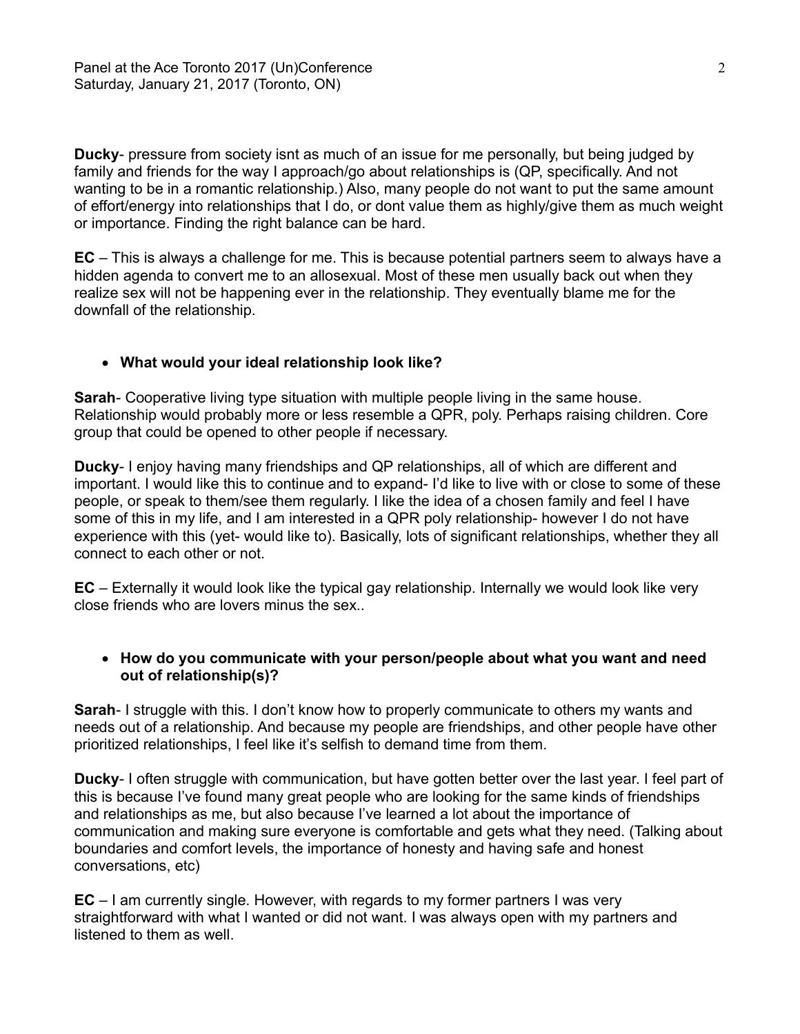**Ducky**- pressure from society isnt as much of an issue for me personally, but being judged by family and friends for the way I approach/go about relationships is (QP, specifically. And not wanting to be in a romantic relationship.) Also, many people do not want to put the same amount of effort/energy into relationships that I do, or dont value them as highly/give them as much weight or importance. Finding the right balance can be hard.

**EC** – This is always a challenge for me. This is because potential partners seem to always have a hidden agenda to convert me to an allosexual. Most of these men usually back out when they realize sex will not be happening ever in the relationship. They eventually blame me for the downfall of the relationship.

- **What would your ideal relationship look like?**

**Sarah**- Cooperative living type situation with multiple people living in the same house. Relationship would probably more or less resemble a QPR, poly. Perhaps raising children. Core group that could be opened to other people if necessary.

**Ducky**- I enjoy having many friendships and QP relationships, all of which are different and important. I would like this to continue and to expand- I'd like to live with or close to some of these people, or speak to them/see them regularly. I like the idea of a chosen family and feel I have some of this in my life, and I am interested in a QPR poly relationship- however I do not have experience with this (yet- would like to). Basically, lots of significant relationships, whether they all connect to each other or not.

**EC** – Externally it would look like the typical gay relationship. Internally we would look like very close friends who are lovers minus the sex..

- **How do you communicate with your person/people about what you want and need out of relationship(s)?**

**Sarah**- I struggle with this. I don't know how to properly communicate to others my wants and needs out of a relationship. And because my people are friendships, and other people have other prioritized relationships, I feel like it's selfish to demand time from them.

**Ducky**- I often struggle with communication, but have gotten better over the last year. I feel part of this is because I've found many great people who are looking for the same kinds of friendships and relationships as me, but also because I've learned a lot about the importance of communication and making sure everyone is comfortable and gets what they need. (Talking about boundaries and comfort levels, the importance of honesty and having safe and honest conversations, etc)

**EC** – I am currently single. However, with regards to my former partners I was very straightforward with what I wanted or did not want. I was always open with my partners and listened to them as well.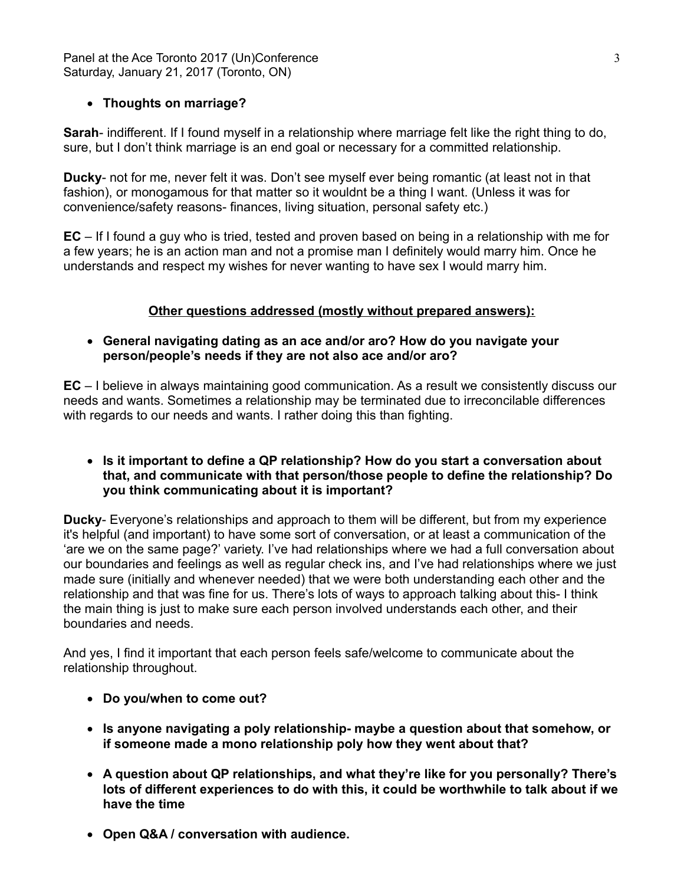- **Thoughts on marriage?**

**Sarah**- indifferent. If I found myself in a relationship where marriage felt like the right thing to do, sure, but I don't think marriage is an end goal or necessary for a committed relationship.

**Ducky**- not for me, never felt it was. Don't see myself ever being romantic (at least not in that fashion), or monogamous for that matter so it wouldnt be a thing I want. (Unless it was for convenience/safety reasons- finances, living situation, personal safety etc.)

**EC** – If I found a guy who is tried, tested and proven based on being in a relationship with me for a few years; he is an action man and not a promise man I definitely would marry him. Once he understands and respect my wishes for never wanting to have sex I would marry him.

**<u>Other questions addressed (mostly without prepared answers):</u>**

- **General navigating dating as an ace and/or aro? How do you navigate your person/people's needs if they are not also ace and/or aro?**

**EC** – I believe in always maintaining good communication. As a result we consistently discuss our needs and wants. Sometimes a relationship may be terminated due to irreconcilable differences with regards to our needs and wants. I rather doing this than fighting.

- **Is it important to define a QP relationship? How do you start a conversation about that, and communicate with that person/those people to define the relationship? Do you think communicating about it is important?**

**Ducky**- Everyone's relationships and approach to them will be different, but from my experience it's helpful (and important) to have some sort of conversation, or at least a communication of the 'are we on the same page?' variety. I've had relationships where we had a full conversation about our boundaries and feelings as well as regular check ins, and I've had relationships where we just made sure (initially and whenever needed) that we were both understanding each other and the relationship and that was fine for us. There's lots of ways to approach talking about this- I think the main thing is just to make sure each person involved understands each other, and their boundaries and needs.

And yes, I find it important that each person feels safe/welcome to communicate about the relationship throughout.

- **Do you/when to come out?**

- **Is anyone navigating a poly relationship- maybe a question about that somehow, or if someone made a mono relationship poly how they went about that?**

- **A question about QP relationships, and what they're like for you personally? There's lots of different experiences to do with this, it could be worthwhile to talk about if we have the time**

- **Open Q&A / conversation with audience.**